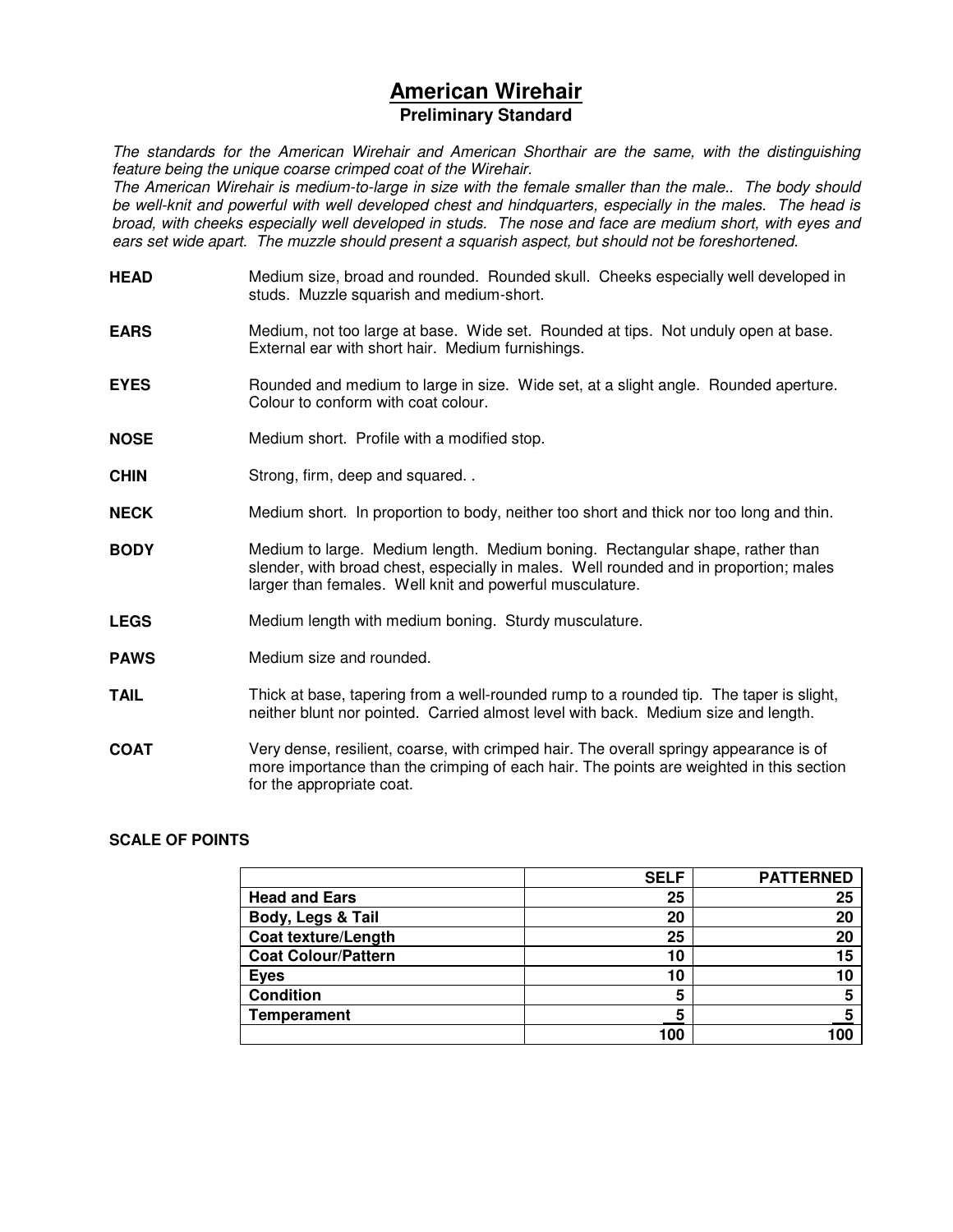# American Wirehair

## Preliminary Standard

*The standards for the American Wirehair and American Shorthair are the same, with the distinguishing feature being the unique coarse crimped coat of the Wirehair.*
*The American Wirehair is medium-to-large in size with the female smaller than the male.. The body should be well-knit and powerful with well developed chest and hindquarters, especially in the males. The head is broad, with cheeks especially well developed in studs. The nose and face are medium short, with eyes and ears set wide apart. The muzzle should present a squarish aspect, but should not be foreshortened.*

**HEAD** Medium size, broad and rounded. Rounded skull. Cheeks especially well developed in studs. Muzzle squarish and medium-short.

**EARS** Medium, not too large at base. Wide set. Rounded at tips. Not unduly open at base. External ear with short hair. Medium furnishings.

**EYES** Rounded and medium to large in size. Wide set, at a slight angle. Rounded aperture. Colour to conform with coat colour.

**NOSE** Medium short. Profile with a modified stop.

**CHIN** Strong, firm, deep and squared. .

**NECK** Medium short. In proportion to body, neither too short and thick nor too long and thin.

**BODY** Medium to large. Medium length. Medium boning. Rectangular shape, rather than slender, with broad chest, especially in males. Well rounded and in proportion; males larger than females. Well knit and powerful musculature.

**LEGS** Medium length with medium boning. Sturdy musculature.

**PAWS** Medium size and rounded.

**TAIL** Thick at base, tapering from a well-rounded rump to a rounded tip. The taper is slight, neither blunt nor pointed. Carried almost level with back. Medium size and length.

**COAT** Very dense, resilient, coarse, with crimped hair. The overall springy appearance is of more importance than the crimping of each hair. The points are weighted in this section for the appropriate coat.

**SCALE OF POINTS**

| | SELF | PATTERNED |
|---|---|---|
| **Head and Ears** | 25 | 25 |
| **Body, Legs & Tail** | 20 | 20 |
| **Coat texture/Length** | 25 | 20 |
| **Coat Colour/Pattern** | 10 | 15 |
| **Eyes** | 10 | 10 |
| **Condition** | 5 | 5 |
| **Temperament** | 5 | 5 |
| | 100 | 100 |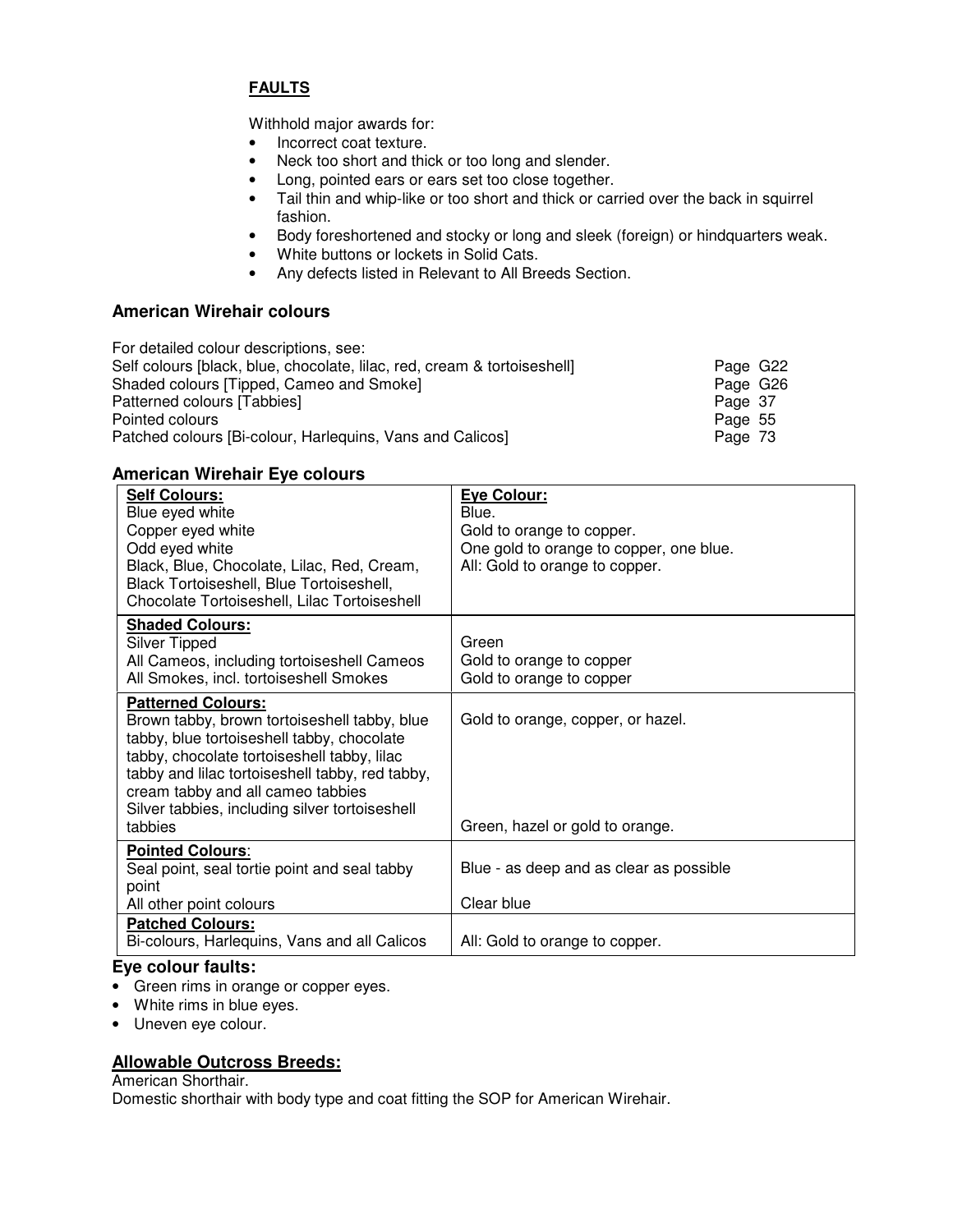**FAULTS**

Withhold major awards for:

- Incorrect coat texture.
- Neck too short and thick or too long and slender.
- Long, pointed ears or ears set too close together.
- Tail thin and whip-like or too short and thick or carried over the back in squirrel fashion.
- Body foreshortened and stocky or long and sleek (foreign) or hindquarters weak.
- White buttons or lockets in Solid Cats.
- Any defects listed in Relevant to All Breeds Section.

### American Wirehair colours

For detailed colour descriptions, see:

| | |
|---|---|
| Self colours [black, blue, chocolate, lilac, red, cream & tortoiseshell] | Page G22 |
| Shaded colours [Tipped, Cameo and Smoke] | Page G26 |
| Patterned colours [Tabbies] | Page 37 |
| Pointed colours | Page 55 |
| Patched colours [Bi-colour, Harlequins, Vans and Calicos] | Page 73 |

### American Wirehair Eye colours

| **Self Colours:** | **Eye Colour:** |
|---|---|
| Blue eyed white | Blue. |
| Copper eyed white | Gold to orange to copper. |
| Odd eyed white | One gold to orange to copper, one blue. |
| Black, Blue, Chocolate, Lilac, Red, Cream, Black Tortoiseshell, Blue Tortoiseshell, Chocolate Tortoiseshell, Lilac Tortoiseshell | All: Gold to orange to copper. |
| **Shaded Colours:** | |
| Silver Tipped | Green |
| All Cameos, including tortoiseshell Cameos | Gold to orange to copper |
| All Smokes, incl. tortoiseshell Smokes | Gold to orange to copper |
| **Patterned Colours:** | |
| Brown tabby, brown tortoiseshell tabby, blue tabby, blue tortoiseshell tabby, chocolate tabby, chocolate tortoiseshell tabby, lilac tabby and lilac tortoiseshell tabby, red tabby, cream tabby and all cameo tabbies | Gold to orange, copper, or hazel. |
| Silver tabbies, including silver tortoiseshell tabbies | Green, hazel or gold to orange. |
| **Pointed Colours**: | |
| Seal point, seal tortie point and seal tabby point | Blue - as deep and as clear as possible |
| All other point colours | Clear blue |
| **Patched Colours:** | |
| Bi-colours, Harlequins, Vans and all Calicos | All: Gold to orange to copper. |

### Eye colour faults:

- Green rims in orange or copper eyes.
- White rims in blue eyes.
- Uneven eye colour.

## Allowable Outcross Breeds:

American Shorthair.
Domestic shorthair with body type and coat fitting the SOP for American Wirehair.